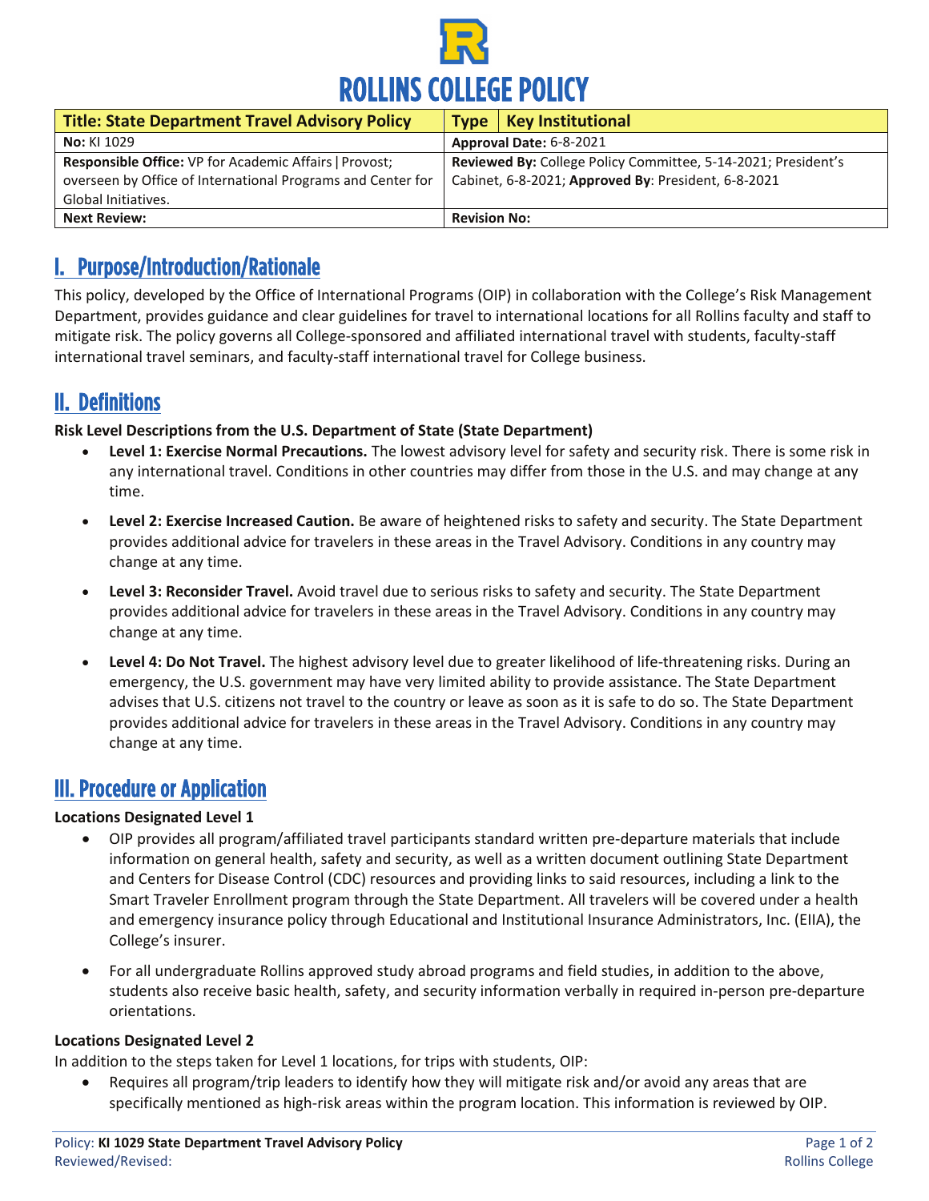# ROLLINS COLLEGE POLICY

| Title: State Department Travel Advisory Policy | Type: Key Institutional |
|---|---|
| **No:** KI 1029 | **Approval Date:** 6-8-2021 |
| **Responsible Office:** VP for Academic Affairs \| Provost; overseen by Office of International Programs and Center for Global Initiatives. | **Reviewed By:** College Policy Committee, 5-14-2021; President's Cabinet, 6-8-2021; **Approved By**: President, 6-8-2021 |
| **Next Review:** | **Revision No:** |

## I. Purpose/Introduction/Rationale

This policy, developed by the Office of International Programs (OIP) in collaboration with the College's Risk Management Department, provides guidance and clear guidelines for travel to international locations for all Rollins faculty and staff to mitigate risk. The policy governs all College-sponsored and affiliated international travel with students, faculty-staff international travel seminars, and faculty-staff international travel for College business.

## II. Definitions

**Risk Level Descriptions from the U.S. Department of State (State Department)**

- **Level 1: Exercise Normal Precautions.** The lowest advisory level for safety and security risk. There is some risk in any international travel. Conditions in other countries may differ from those in the U.S. and may change at any time.
- **Level 2: Exercise Increased Caution.** Be aware of heightened risks to safety and security. The State Department provides additional advice for travelers in these areas in the Travel Advisory. Conditions in any country may change at any time.
- **Level 3: Reconsider Travel.** Avoid travel due to serious risks to safety and security. The State Department provides additional advice for travelers in these areas in the Travel Advisory. Conditions in any country may change at any time.
- **Level 4: Do Not Travel.** The highest advisory level due to greater likelihood of life-threatening risks. During an emergency, the U.S. government may have very limited ability to provide assistance. The State Department advises that U.S. citizens not travel to the country or leave as soon as it is safe to do so. The State Department provides additional advice for travelers in these areas in the Travel Advisory. Conditions in any country may change at any time.

## III. Procedure or Application

**Locations Designated Level 1**

- OIP provides all program/affiliated travel participants standard written pre-departure materials that include information on general health, safety and security, as well as a written document outlining State Department and Centers for Disease Control (CDC) resources and providing links to said resources, including a link to the Smart Traveler Enrollment program through the State Department. All travelers will be covered under a health and emergency insurance policy through Educational and Institutional Insurance Administrators, Inc. (EIIA), the College's insurer.
- For all undergraduate Rollins approved study abroad programs and field studies, in addition to the above, students also receive basic health, safety, and security information verbally in required in-person pre-departure orientations.

**Locations Designated Level 2**

In addition to the steps taken for Level 1 locations, for trips with students, OIP:

- Requires all program/trip leaders to identify how they will mitigate risk and/or avoid any areas that are specifically mentioned as high-risk areas within the program location. This information is reviewed by OIP.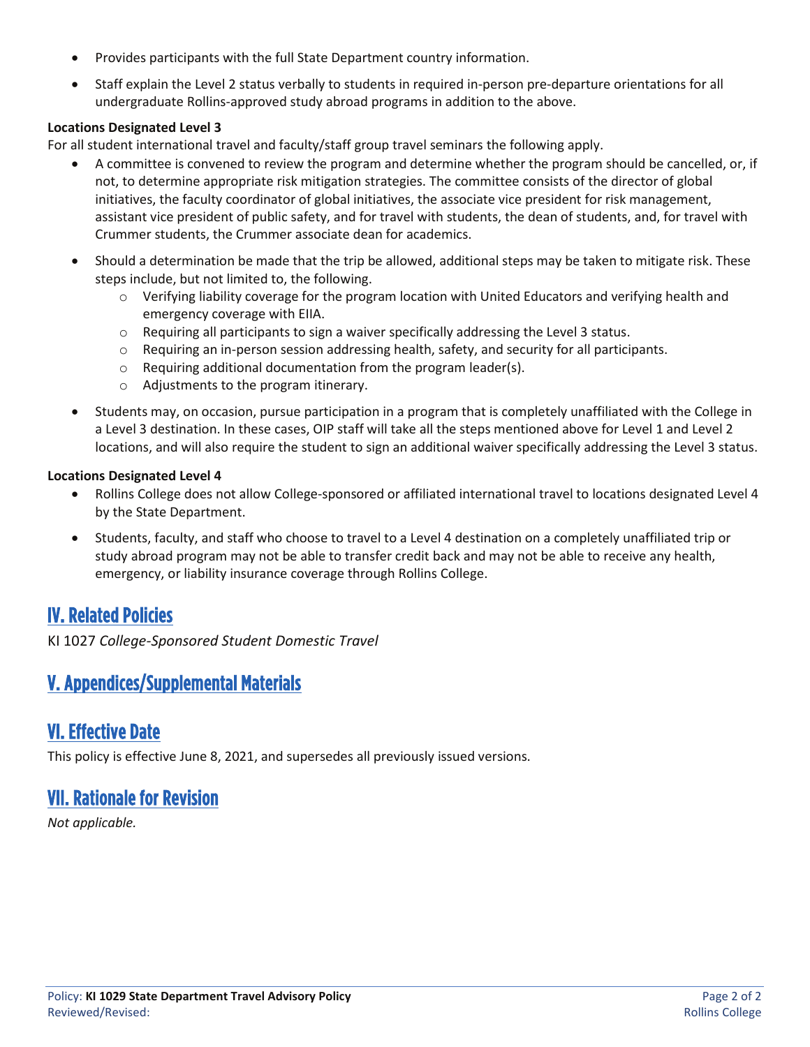- Provides participants with the full State Department country information.
- Staff explain the Level 2 status verbally to students in required in-person pre-departure orientations for all undergraduate Rollins-approved study abroad programs in addition to the above.

**Locations Designated Level 3**

For all student international travel and faculty/staff group travel seminars the following apply.

- A committee is convened to review the program and determine whether the program should be cancelled, or, if not, to determine appropriate risk mitigation strategies. The committee consists of the director of global initiatives, the faculty coordinator of global initiatives, the associate vice president for risk management, assistant vice president of public safety, and for travel with students, the dean of students, and, for travel with Crummer students, the Crummer associate dean for academics.
- Should a determination be made that the trip be allowed, additional steps may be taken to mitigate risk. These steps include, but not limited to, the following.
  - Verifying liability coverage for the program location with United Educators and verifying health and emergency coverage with EIIA.
  - Requiring all participants to sign a waiver specifically addressing the Level 3 status.
  - Requiring an in-person session addressing health, safety, and security for all participants.
  - Requiring additional documentation from the program leader(s).
  - Adjustments to the program itinerary.
- Students may, on occasion, pursue participation in a program that is completely unaffiliated with the College in a Level 3 destination. In these cases, OIP staff will take all the steps mentioned above for Level 1 and Level 2 locations, and will also require the student to sign an additional waiver specifically addressing the Level 3 status.

**Locations Designated Level 4**

- Rollins College does not allow College-sponsored or affiliated international travel to locations designated Level 4 by the State Department.
- Students, faculty, and staff who choose to travel to a Level 4 destination on a completely unaffiliated trip or study abroad program may not be able to transfer credit back and may not be able to receive any health, emergency, or liability insurance coverage through Rollins College.

## IV. Related Policies

KI 1027 *College-Sponsored Student Domestic Travel*

## V. Appendices/Supplemental Materials

## VI. Effective Date

This policy is effective June 8, 2021, and supersedes all previously issued versions.

## VII. Rationale for Revision

*Not applicable.*